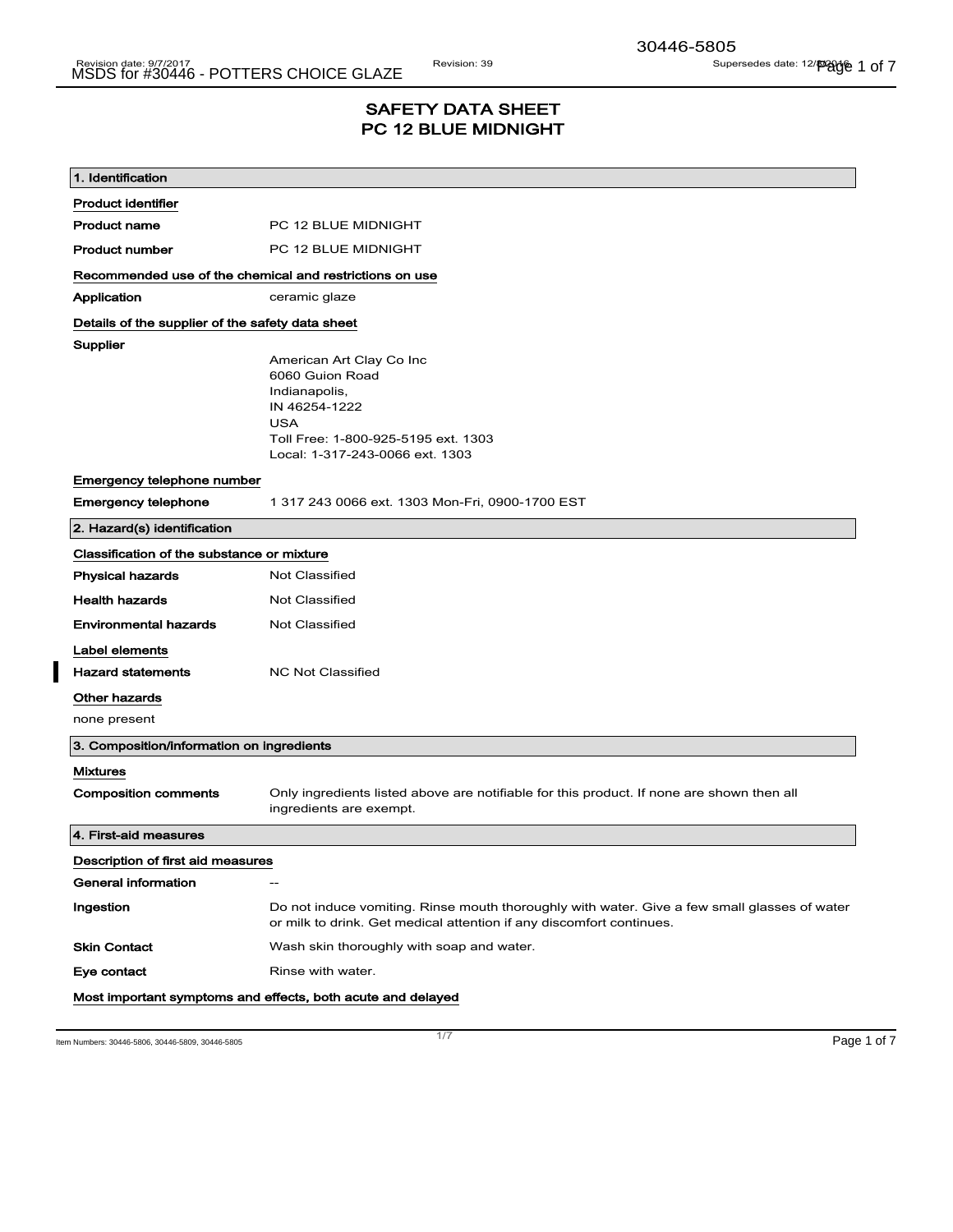# SAFETY DATA SHEET
# PC 12 BLUE MIDNIGHT

## 1. Identification

**Product identifier**

| | |
|---|---|
| **Product name** | PC 12 BLUE MIDNIGHT |
| **Product number** | PC 12 BLUE MIDNIGHT |

**Recommended use of the chemical and restrictions on use**

| | |
|---|---|
| **Application** | ceramic glaze |

**Details of the supplier of the safety data sheet**

**Supplier**

American Art Clay Co Inc
6060 Guion Road
Indianapolis,
IN 46254-1222
USA
Toll Free: 1-800-925-5195 ext. 1303
Local: 1-317-243-0066 ext. 1303

**Emergency telephone number**

| | |
|---|---|
| **Emergency telephone** | 1 317 243 0066 ext. 1303 Mon-Fri, 0900-1700 EST |

## 2. Hazard(s) identification

**Classification of the substance or mixture**

| | |
|---|---|
| **Physical hazards** | Not Classified |
| **Health hazards** | Not Classified |
| **Environmental hazards** | Not Classified |

**Label elements**

| | |
|---|---|
| **Hazard statements** | NC Not Classified |

**Other hazards**

none present

## 3. Composition/information on ingredients

**Mixtures**

| | |
|---|---|
| **Composition comments** | Only ingredients listed above are notifiable for this product. If none are shown then all ingredients are exempt. |

## 4. First-aid measures

**Description of first aid measures**

| | |
|---|---|
| **General information** | -- |
| **Ingestion** | Do not induce vomiting. Rinse mouth thoroughly with water. Give a few small glasses of water or milk to drink. Get medical attention if any discomfort continues. |
| **Skin Contact** | Wash skin thoroughly with soap and water. |
| **Eye contact** | Rinse with water. |

**Most important symptoms and effects, both acute and delayed**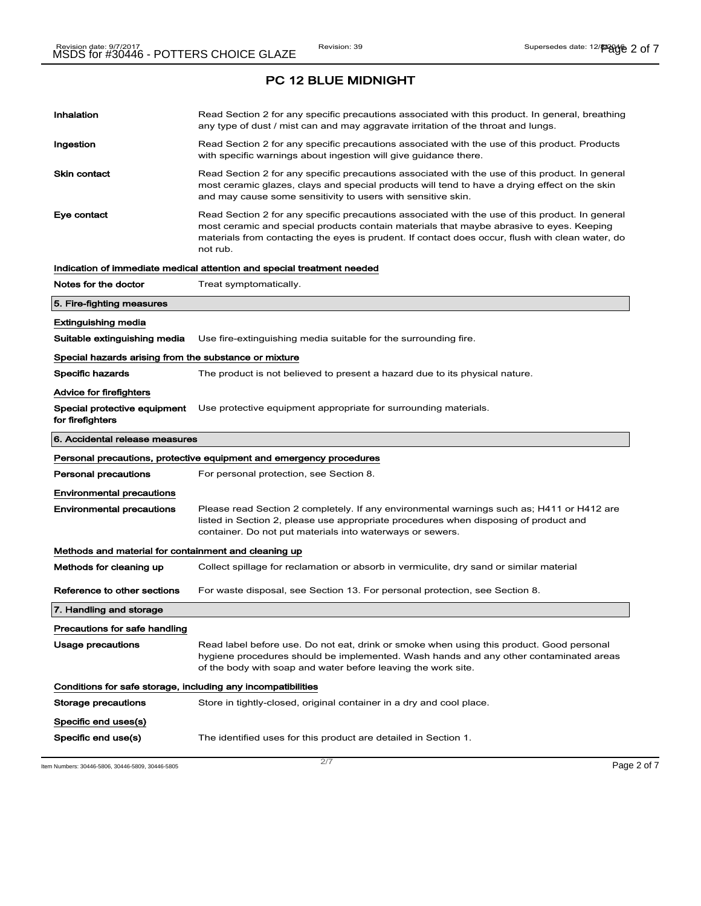## PC 12 BLUE MIDNIGHT

| | |
|---|---|
| **Inhalation** | Read Section 2 for any specific precautions associated with this product. In general, breathing any type of dust / mist can and may aggravate irritation of the throat and lungs. |
| **Ingestion** | Read Section 2 for any specific precautions associated with the use of this product. Products with specific warnings about ingestion will give guidance there. |
| **Skin contact** | Read Section 2 for any specific precautions associated with the use of this product. In general most ceramic glazes, clays and special products will tend to have a drying effect on the skin and may cause some sensitivity to users with sensitive skin. |
| **Eye contact** | Read Section 2 for any specific precautions associated with the use of this product. In general most ceramic and special products contain materials that maybe abrasive to eyes. Keeping materials from contacting the eyes is prudent. If contact does occur, flush with clean water, do not rub. |

**Indication of immediate medical attention and special treatment needed**

| | |
|---|---|
| **Notes for the doctor** | Treat symptomatically. |

### 5. Fire-fighting measures

**Extinguishing media**

| | |
|---|---|
| **Suitable extinguishing media** | Use fire-extinguishing media suitable for the surrounding fire. |

**Special hazards arising from the substance or mixture**

| | |
|---|---|
| **Specific hazards** | The product is not believed to present a hazard due to its physical nature. |

**Advice for firefighters**

| | |
|---|---|
| **Special protective equipment for firefighters** | Use protective equipment appropriate for surrounding materials. |

### 6. Accidental release measures

**Personal precautions, protective equipment and emergency procedures**

| | |
|---|---|
| **Personal precautions** | For personal protection, see Section 8. |

**Environmental precautions**

| | |
|---|---|
| **Environmental precautions** | Please read Section 2 completely. If any environmental warnings such as; H411 or H412 are listed in Section 2, please use appropriate procedures when disposing of product and container. Do not put materials into waterways or sewers. |

**Methods and material for containment and cleaning up**

| | |
|---|---|
| **Methods for cleaning up** | Collect spillage for reclamation or absorb in vermiculite, dry sand or similar material |
| **Reference to other sections** | For waste disposal, see Section 13. For personal protection, see Section 8. |

### 7. Handling and storage

**Precautions for safe handling**

| | |
|---|---|
| **Usage precautions** | Read label before use. Do not eat, drink or smoke when using this product. Good personal hygiene procedures should be implemented. Wash hands and any other contaminated areas of the body with soap and water before leaving the work site. |

**Conditions for safe storage, including any incompatibilities**

| | |
|---|---|
| **Storage precautions** | Store in tightly-closed, original container in a dry and cool place. |

**Specific end uses(s)**

| | |
|---|---|
| **Specific end use(s)** | The identified uses for this product are detailed in Section 1. |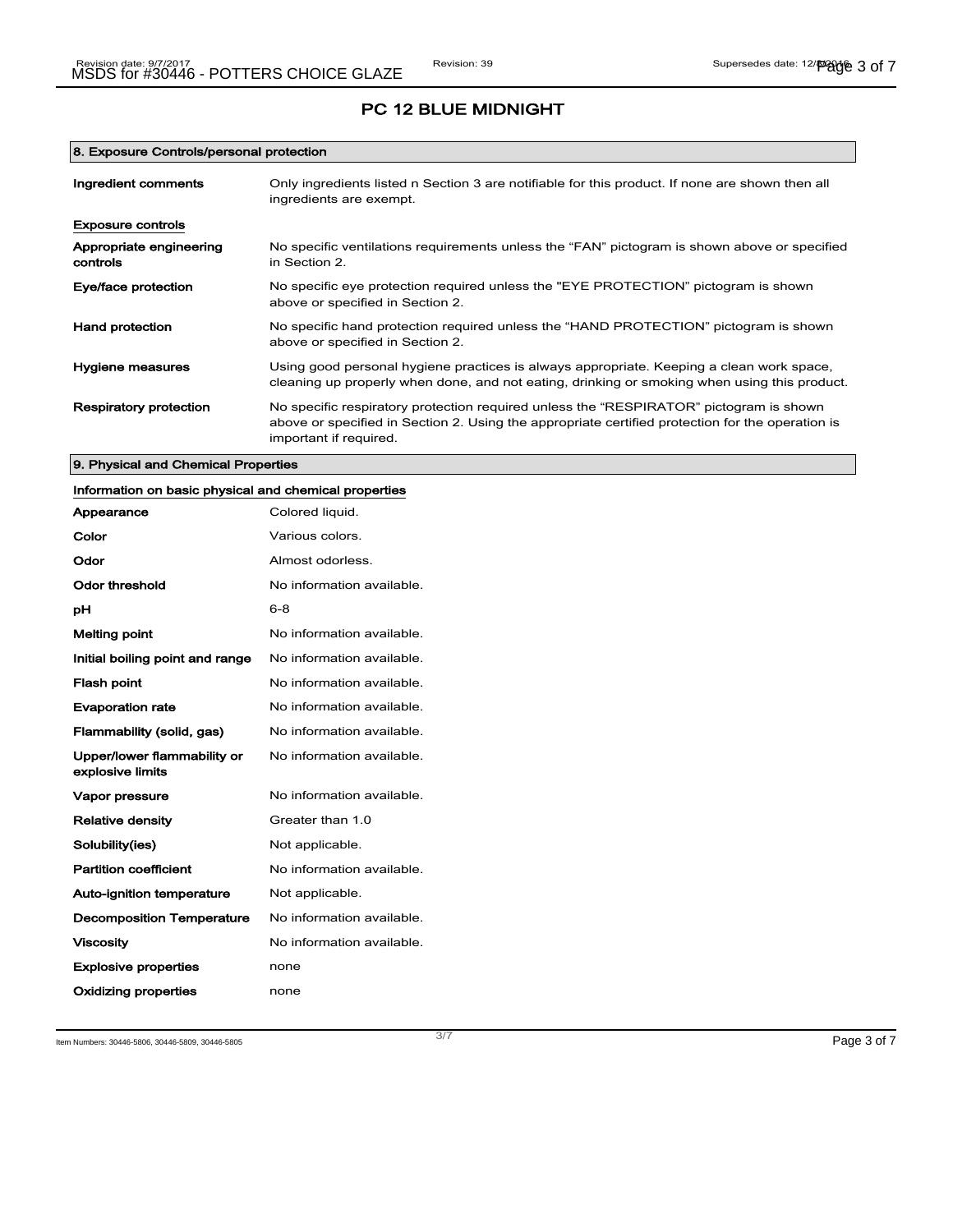# PC 12 BLUE MIDNIGHT

## 8. Exposure Controls/personal protection

| | |
|---|---|
| **Ingredient comments** | Only ingredients listed n Section 3 are notifiable for this product. If none are shown then all ingredients are exempt. |

### Exposure controls

| | |
|---|---|
| **Appropriate engineering controls** | No specific ventilations requirements unless the "FAN" pictogram is shown above or specified in Section 2. |
| **Eye/face protection** | No specific eye protection required unless the "EYE PROTECTION" pictogram is shown above or specified in Section 2. |
| **Hand protection** | No specific hand protection required unless the "HAND PROTECTION" pictogram is shown above or specified in Section 2. |
| **Hygiene measures** | Using good personal hygiene practices is always appropriate. Keeping a clean work space, cleaning up properly when done, and not eating, drinking or smoking when using this product. |
| **Respiratory protection** | No specific respiratory protection required unless the "RESPIRATOR" pictogram is shown above or specified in Section 2. Using the appropriate certified protection for the operation is important if required. |

## 9. Physical and Chemical Properties

### Information on basic physical and chemical properties

| | |
|---|---|
| **Appearance** | Colored liquid. |
| **Color** | Various colors. |
| **Odor** | Almost odorless. |
| **Odor threshold** | No information available. |
| **pH** | 6-8 |
| **Melting point** | No information available. |
| **Initial boiling point and range** | No information available. |
| **Flash point** | No information available. |
| **Evaporation rate** | No information available. |
| **Flammability (solid, gas)** | No information available. |
| **Upper/lower flammability or explosive limits** | No information available. |
| **Vapor pressure** | No information available. |
| **Relative density** | Greater than 1.0 |
| **Solubility(ies)** | Not applicable. |
| **Partition coefficient** | No information available. |
| **Auto-ignition temperature** | Not applicable. |
| **Decomposition Temperature** | No information available. |
| **Viscosity** | No information available. |
| **Explosive properties** | none |
| **Oxidizing properties** | none |

Item Numbers: 30446-5806, 30446-5809, 30446-5805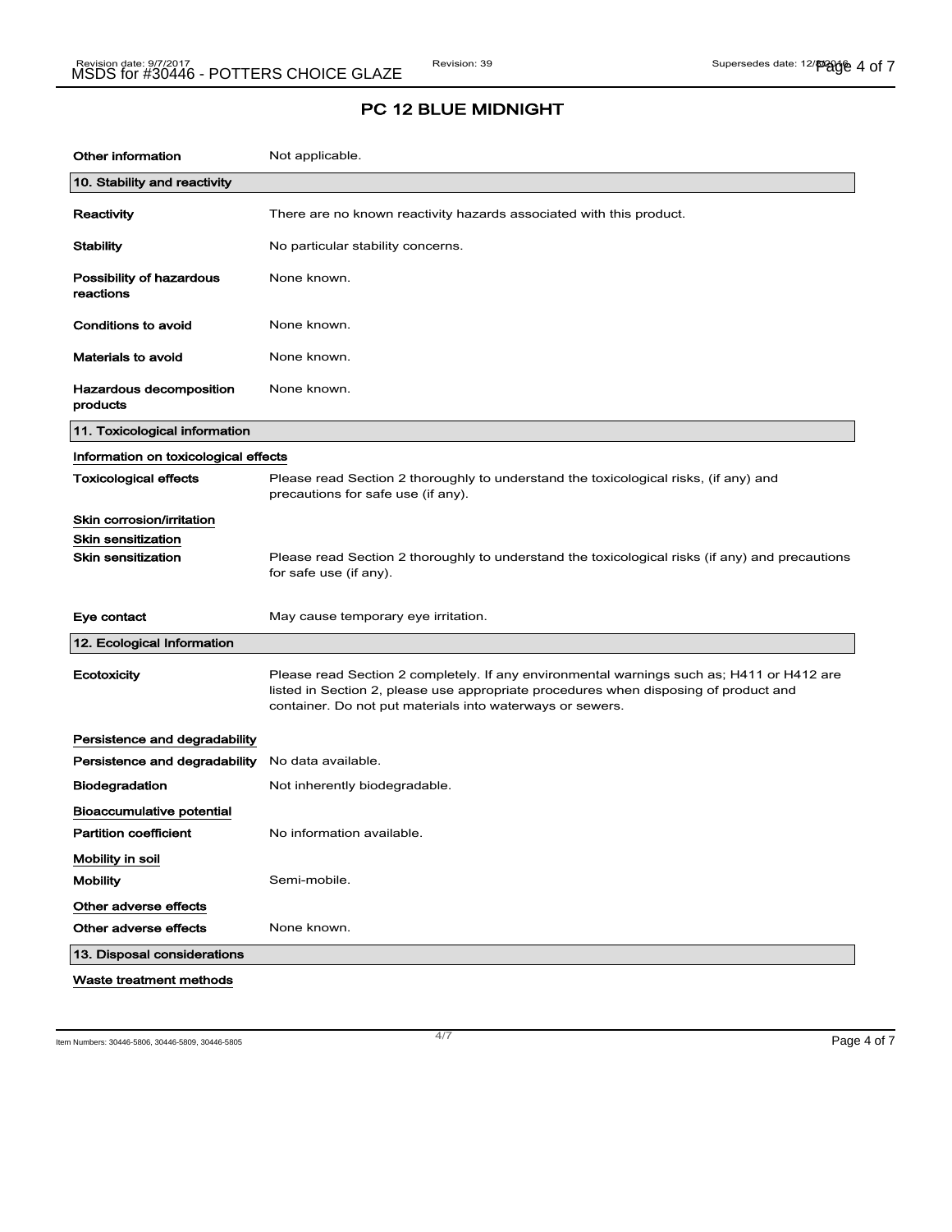## PC 12 BLUE MIDNIGHT

| | |
|---|---|
| **Other information** | Not applicable. |

## 10. Stability and reactivity

| | |
|---|---|
| **Reactivity** | There are no known reactivity hazards associated with this product. |
| **Stability** | No particular stability concerns. |
| **Possibility of hazardous reactions** | None known. |
| **Conditions to avoid** | None known. |
| **Materials to avoid** | None known. |
| **Hazardous decomposition products** | None known. |

## 11. Toxicological information

**Information on toxicological effects**

| | |
|---|---|
| **Toxicological effects** | Please read Section 2 thoroughly to understand the toxicological risks, (if any) and precautions for safe use (if any). |

**Skin corrosion/irritation**

**Skin sensitization**

| | |
|---|---|
| **Skin sensitization** | Please read Section 2 thoroughly to understand the toxicological risks (if any) and precautions for safe use (if any). |
| **Eye contact** | May cause temporary eye irritation. |

## 12. Ecological Information

| | |
|---|---|
| **Ecotoxicity** | Please read Section 2 completely. If any environmental warnings such as; H411 or H412 are listed in Section 2, please use appropriate procedures when disposing of product and container. Do not put materials into waterways or sewers. |

**Persistence and degradability**

| | |
|---|---|
| **Persistence and degradability** | No data available. |
| **Biodegradation** | Not inherently biodegradable. |

**Bioaccumulative potential**

| | |
|---|---|
| **Partition coefficient** | No information available. |

**Mobility in soil**

| | |
|---|---|
| **Mobility** | Semi-mobile. |

**Other adverse effects**

| | |
|---|---|
| **Other adverse effects** | None known. |

## 13. Disposal considerations

**Waste treatment methods**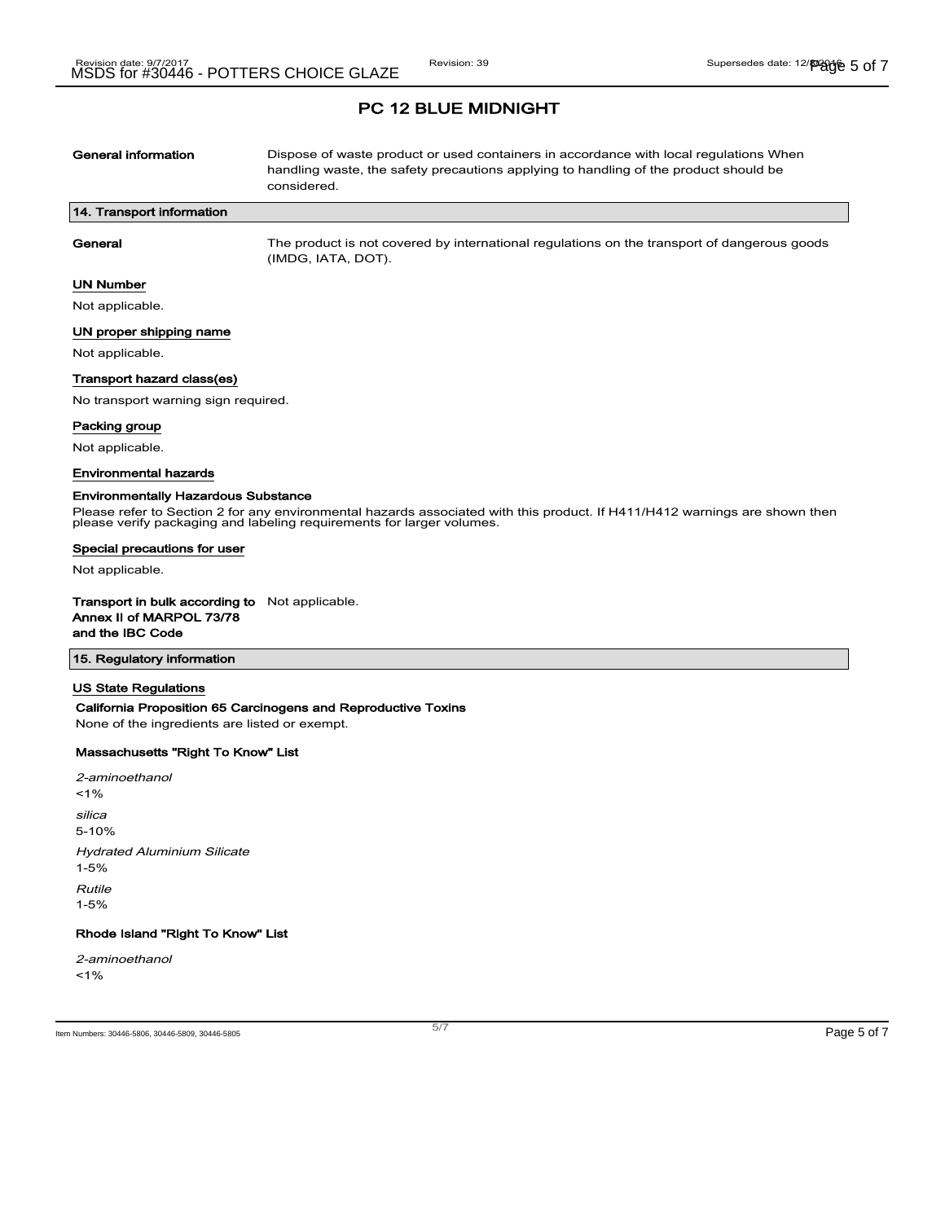## PC 12 BLUE MIDNIGHT

**General information** Dispose of waste product or used containers in accordance with local regulations When handling waste, the safety precautions applying to handling of the product should be considered.

### 14. Transport information

**General** The product is not covered by international regulations on the transport of dangerous goods (IMDG, IATA, DOT).

**UN Number**

Not applicable.

**UN proper shipping name**

Not applicable.

**Transport hazard class(es)**

No transport warning sign required.

**Packing group**

Not applicable.

**Environmental hazards**

**Environmentally Hazardous Substance**

Please refer to Section 2 for any environmental hazards associated with this product. If H411/H412 warnings are shown then please verify packaging and labeling requirements for larger volumes.

**Special precautions for user**

Not applicable.

**Transport in bulk according to Annex II of MARPOL 73/78 and the IBC Code** Not applicable.

### 15. Regulatory information

**US State Regulations**

**California Proposition 65 Carcinogens and Reproductive Toxins**

None of the ingredients are listed or exempt.

**Massachusetts "Right To Know" List**

*2-aminoethanol*
<1%

*silica*
5-10%

*Hydrated Aluminium Silicate*
1-5%

*Rutile*
1-5%

**Rhode Island "Right To Know" List**

*2-aminoethanol*
<1%

Item Numbers: 30446-5806, 30446-5809, 30446-5805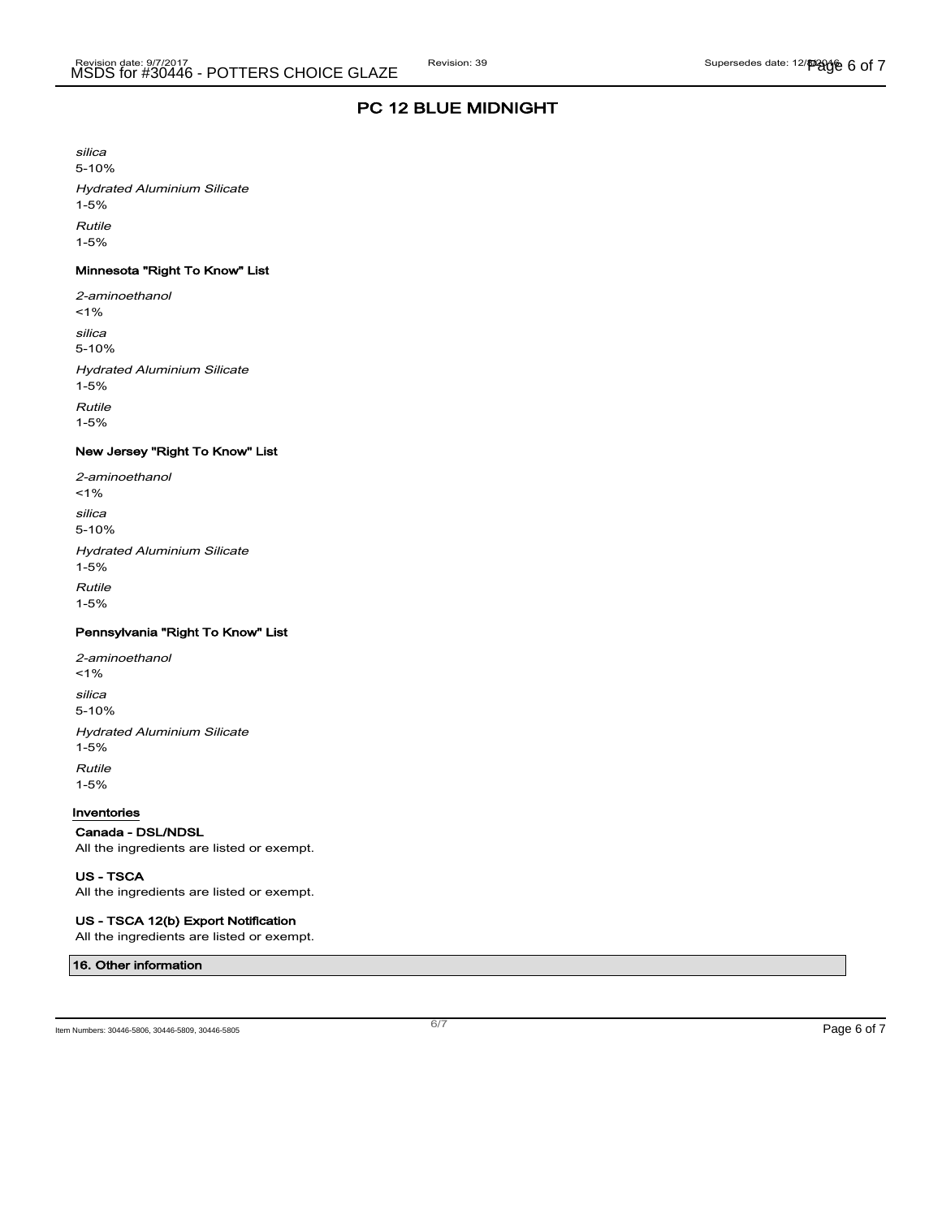## PC 12 BLUE MIDNIGHT

*silica*
5-10%

*Hydrated Aluminium Silicate*
1-5%

*Rutile*
1-5%

**Minnesota "Right To Know" List**

*2-aminoethanol*
<1%

*silica*
5-10%

*Hydrated Aluminium Silicate*
1-5%

*Rutile*
1-5%

**New Jersey "Right To Know" List**

*2-aminoethanol*
<1%

*silica*
5-10%

*Hydrated Aluminium Silicate*
1-5%

*Rutile*
1-5%

**Pennsylvania "Right To Know" List**

*2-aminoethanol*
<1%

*silica*
5-10%

*Hydrated Aluminium Silicate*
1-5%

*Rutile*
1-5%

### Inventories

**Canada - DSL/NDSL**
All the ingredients are listed or exempt.

**US - TSCA**
All the ingredients are listed or exempt.

**US - TSCA 12(b) Export Notification**
All the ingredients are listed or exempt.

## 16. Other information

Item Numbers: 30446-5806, 30446-5809, 30446-5805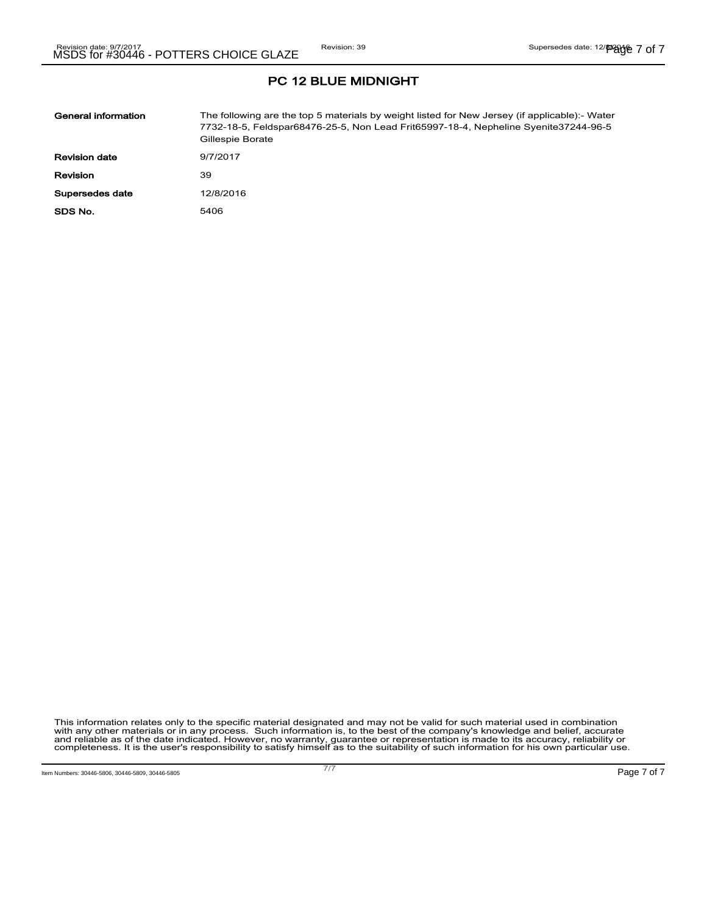## PC 12 BLUE MIDNIGHT

| | |
|---|---|
| **General information** | The following are the top 5 materials by weight listed for New Jersey (if applicable):- Water 7732-18-5, Feldspar68476-25-5, Non Lead Frit65997-18-4, Nepheline Syenite37244-96-5 Gillespie Borate |
| **Revision date** | 9/7/2017 |
| **Revision** | 39 |
| **Supersedes date** | 12/8/2016 |
| **SDS No.** | 5406 |

This information relates only to the specific material designated and may not be valid for such material used in combination with any other materials or in any process. Such information is, to the best of the company's knowledge and belief, accurate and reliable as of the date indicated. However, no warranty, guarantee or representation is made to its accuracy, reliability or completeness. It is the user's responsibility to satisfy himself as to the suitability of such information for his own particular use.

Item Numbers: 30446-5806, 30446-5809, 30446-5805